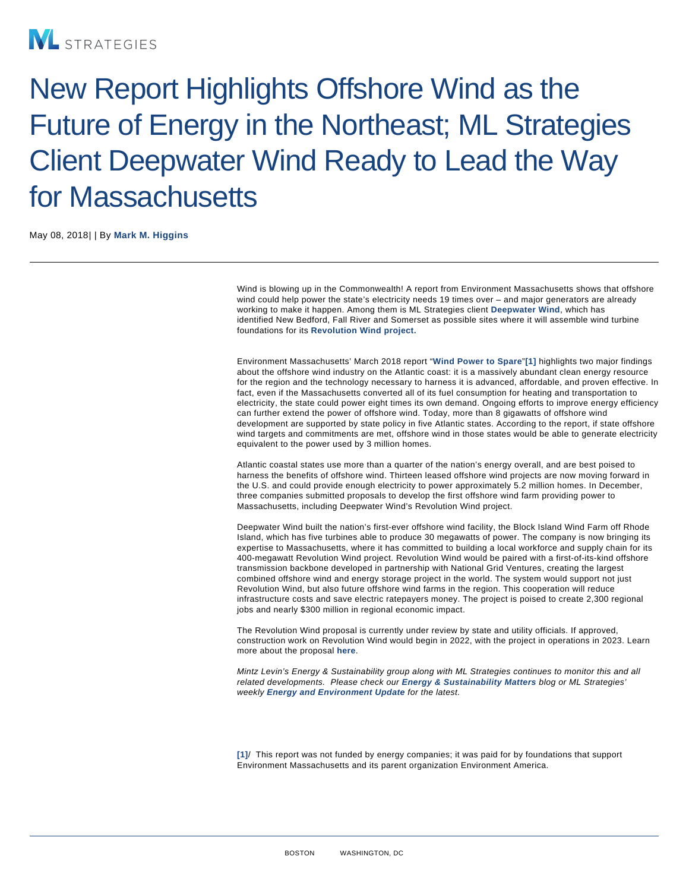# New Report Highlights Offshore Wind as the Future of Energy in the Northeast; ML Strategies Client Deepwater Wind Ready to Lead the Way for Massachusetts

May 08, 2018| | By **Mark M. Higgins**

Wind is blowing up in the Commonwealth! A report from Environment Massachusetts shows that offshore wind could help power the state's electricity needs 19 times over – and major generators are already working to make it happen. Among them is ML Strategies client **Deepwater Wind**, which has identified New Bedford, Fall River and Somerset as possible sites where it will assemble wind turbine foundations for its **Revolution Wind project.**

Environment Massachusetts' March 2018 report "**Wind Power to Spare**"[1] highlights two major findings about the offshore wind industry on the Atlantic coast: it is a massively abundant clean energy resource for the region and the technology necessary to harness it is advanced, affordable, and proven effective. In fact, even if the Massachusetts converted all of its fuel consumption for heating and transportation to electricity, the state could power eight times its own demand. Ongoing efforts to improve energy efficiency can further extend the power of offshore wind. Today, more than 8 gigawatts of offshore wind development are supported by state policy in five Atlantic states. According to the report, if state offshore wind targets and commitments are met, offshore wind in those states would be able to generate electricity equivalent to the power used by 3 million homes.

Atlantic coastal states use more than a quarter of the nation's energy overall, and are best poised to harness the benefits of offshore wind. Thirteen leased offshore wind projects are now moving forward in the U.S. and could provide enough electricity to power approximately 5.2 million homes. In December, three companies submitted proposals to develop the first offshore wind farm providing power to Massachusetts, including Deepwater Wind's Revolution Wind project.

Deepwater Wind built the nation's first-ever offshore wind facility, the Block Island Wind Farm off Rhode Island, which has five turbines able to produce 30 megawatts of power. The company is now bringing its expertise to Massachusetts, where it has committed to building a local workforce and supply chain for its 400-megawatt Revolution Wind project. Revolution Wind would be paired with a first-of-its-kind offshore transmission backbone developed in partnership with National Grid Ventures, creating the largest combined offshore wind and energy storage project in the world. The system would support not just Revolution Wind, but also future offshore wind farms in the region. This cooperation will reduce infrastructure costs and save electric ratepayers money. The project is poised to create 2,300 regional jobs and nearly $300 million in regional economic impact.

The Revolution Wind proposal is currently under review by state and utility officials. If approved, construction work on Revolution Wind would begin in 2022, with the project in operations in 2023. Learn more about the proposal **here**.

*Mintz Levin's Energy & Sustainability group along with ML Strategies continues to monitor this and all related developments. Please check our **Energy & Sustainability Matters** blog or ML Strategies' weekly **Energy and Environment Update** for the latest.*

[1]/ This report was not funded by energy companies; it was paid for by foundations that support Environment Massachusetts and its parent organization Environment America.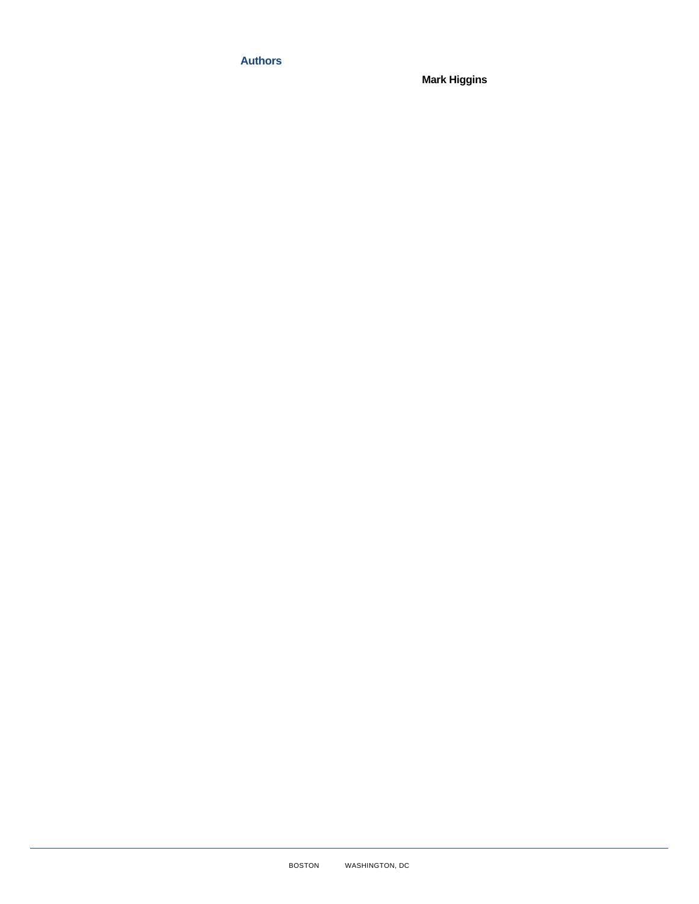## Authors

**Mark Higgins**

BOSTON WASHINGTON, DC